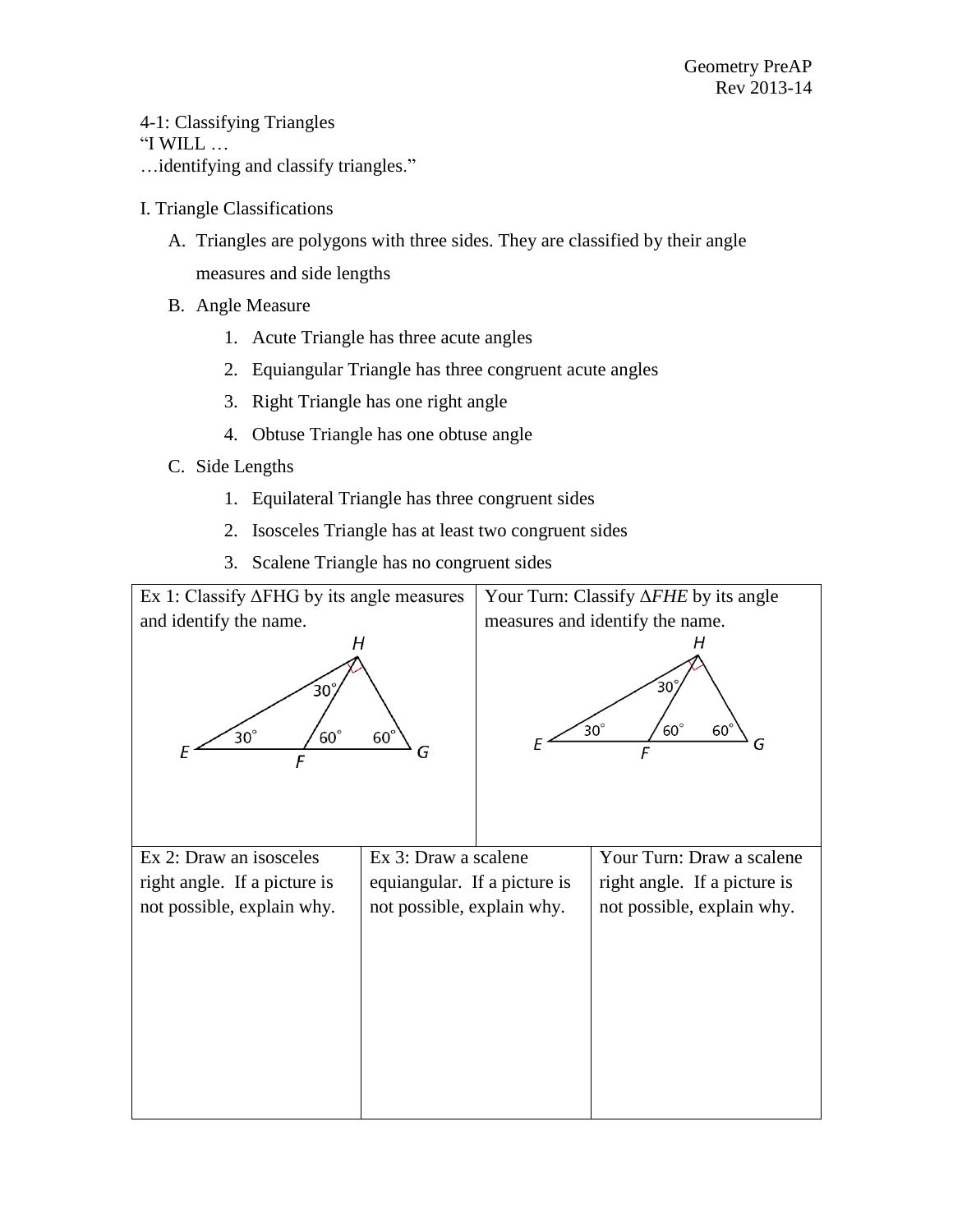Geometry PreAP
Rev 2013-14

4-1: Classifying Triangles
"I WILL …
…identifying and classify triangles."

I. Triangle Classifications

A. Triangles are polygons with three sides. They are classified by their angle measures and side lengths

B. Angle Measure

1. Acute Triangle has three acute angles
2. Equiangular Triangle has three congruent acute angles
3. Right Triangle has one right angle
4. Obtuse Triangle has one obtuse angle

C. Side Lengths

1. Equilateral Triangle has three congruent sides
2. Isosceles Triangle has at least two congruent sides
3. Scalene Triangle has no congruent sides

| Ex 1: Classify $\Delta FHG$ by its angle measures and identify the name. | Your Turn: Classify $\Delta FHE$ by its angle measures and identify the name. |
| --- | --- |
| H, E, F, G; $30^\circ$, $30^\circ$, $60^\circ$, $60^\circ$ | H, E, F, G; $30^\circ$, $30^\circ$, $60^\circ$, $60^\circ$ |

| Ex 2: Draw an isosceles right angle. If a picture is not possible, explain why. | Ex 3: Draw a scalene equiangular. If a picture is not possible, explain why. | Your Turn: Draw a scalene right angle. If a picture is not possible, explain why. |
| --- | --- | --- |
| | | |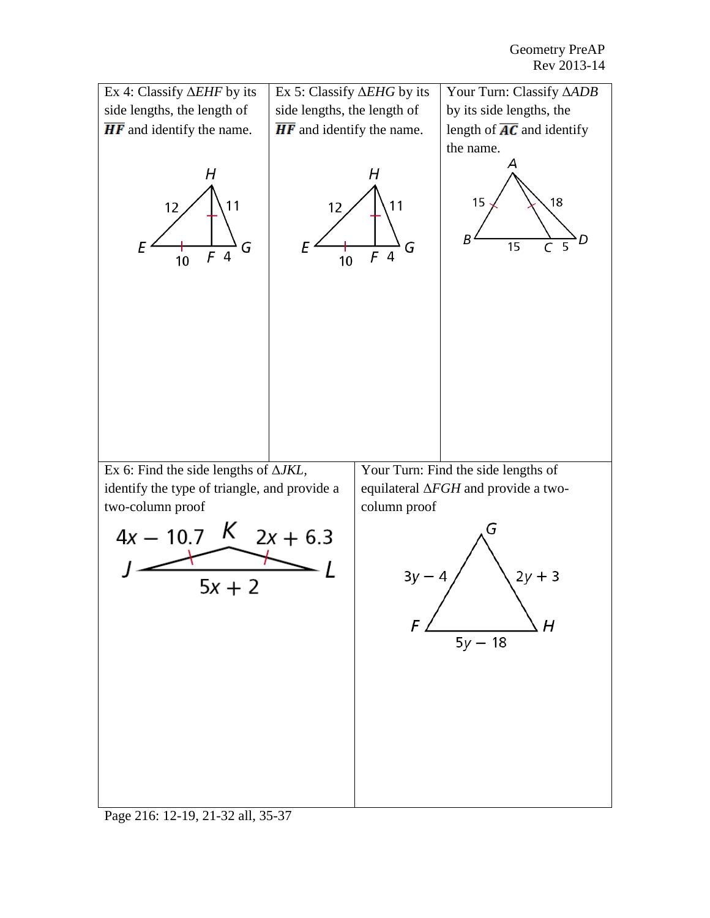Ex 4: Classify $\Delta EHF$ by its side lengths, the length of $\overline{HF}$ and identify the name.

H
12
11
E
G
10
F
4

Ex 5: Classify $\Delta EHG$ by its side lengths, the length of $\overline{HF}$ and identify the name.

H
12
11
E
G
10
F
4

Your Turn: Classify $\Delta ADB$ by its side lengths, the length of $\overline{AC}$ and identify the name.

A
15
18
B
D
15
C
5

Ex 6: Find the side lengths of $\Delta JKL$, identify the type of triangle, and provide a two-column proof

$4x - 10.7$
K
$2x + 6.3$
J
L
$5x + 2$

Your Turn: Find the side lengths of equilateral $\Delta FGH$ and provide a two-column proof

G
$3y - 4$
$2y + 3$
F
H
$5y - 18$

Page 216: 12-19, 21-32 all, 35-37